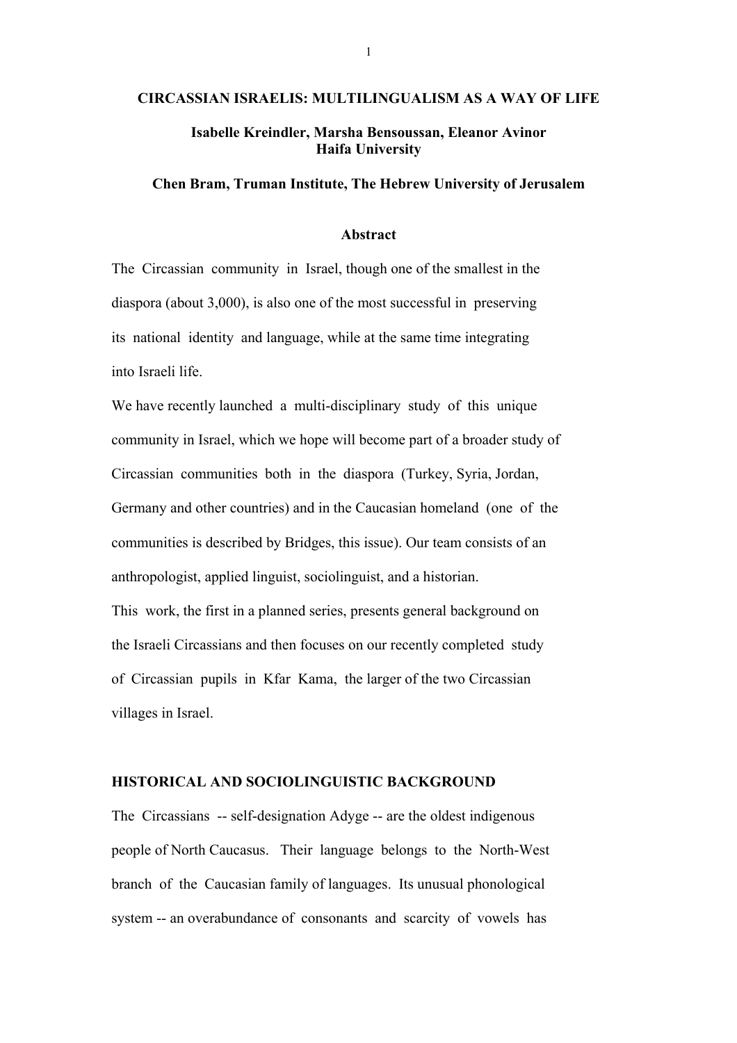# CIRCASSIAN ISRAELIS: MULTILINGUALISM AS A WAY OF LIFE

**Isabelle Kreindler, Marsha Bensoussan, Eleanor Avinor**
**Haifa University**

**Chen Bram, Truman Institute, The Hebrew University of Jerusalem**

## Abstract

The Circassian community in Israel, though one of the smallest in the diaspora (about 3,000), is also one of the most successful in preserving its national identity and language, while at the same time integrating into Israeli life.

We have recently launched a multi-disciplinary study of this unique community in Israel, which we hope will become part of a broader study of Circassian communities both in the diaspora (Turkey, Syria, Jordan, Germany and other countries) and in the Caucasian homeland (one of the communities is described by Bridges, this issue). Our team consists of an anthropologist, applied linguist, sociolinguist, and a historian.

This work, the first in a planned series, presents general background on the Israeli Circassians and then focuses on our recently completed study of Circassian pupils in Kfar Kama, the larger of the two Circassian villages in Israel.

## HISTORICAL AND SOCIOLINGUISTIC BACKGROUND

The Circassians -- self-designation Adyge -- are the oldest indigenous people of North Caucasus. Their language belongs to the North-West branch of the Caucasian family of languages. Its unusual phonological system -- an overabundance of consonants and scarcity of vowels has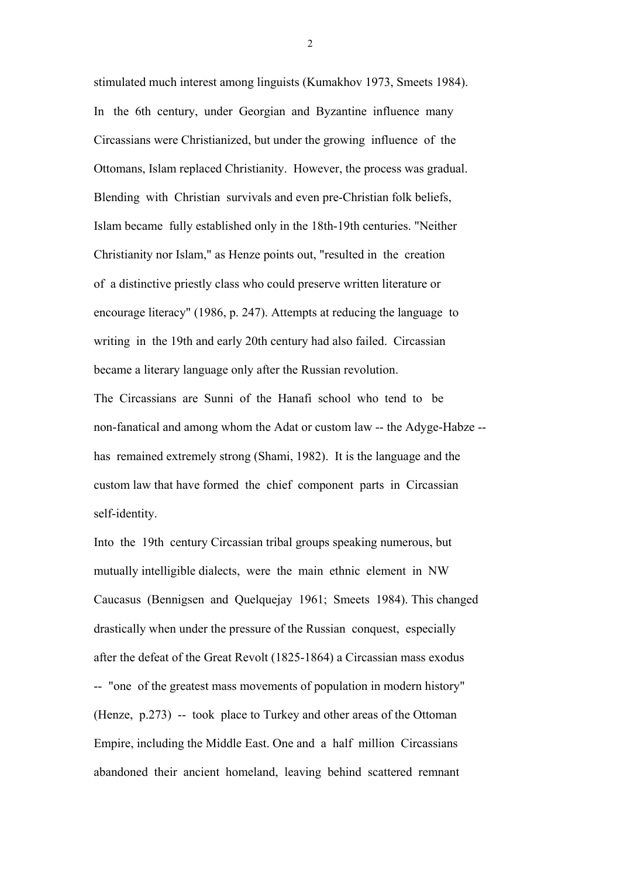stimulated much interest among linguists (Kumakhov 1973, Smeets 1984). In the 6th century, under Georgian and Byzantine influence many Circassians were Christianized, but under the growing influence of the Ottomans, Islam replaced Christianity. However, the process was gradual. Blending with Christian survivals and even pre-Christian folk beliefs, Islam became fully established only in the 18th-19th centuries. "Neither Christianity nor Islam," as Henze points out, "resulted in the creation of a distinctive priestly class who could preserve written literature or encourage literacy" (1986, p. 247). Attempts at reducing the language to writing in the 19th and early 20th century had also failed. Circassian became a literary language only after the Russian revolution.

The Circassians are Sunni of the Hanafi school who tend to be non-fanatical and among whom the Adat or custom law -- the Adyge-Habze -- has remained extremely strong (Shami, 1982). It is the language and the custom law that have formed the chief component parts in Circassian self-identity.

Into the 19th century Circassian tribal groups speaking numerous, but mutually intelligible dialects, were the main ethnic element in NW Caucasus (Bennigsen and Quelquejay 1961; Smeets 1984). This changed drastically when under the pressure of the Russian conquest, especially after the defeat of the Great Revolt (1825-1864) a Circassian mass exodus -- "one of the greatest mass movements of population in modern history" (Henze, p.273) -- took place to Turkey and other areas of the Ottoman Empire, including the Middle East. One and a half million Circassians abandoned their ancient homeland, leaving behind scattered remnant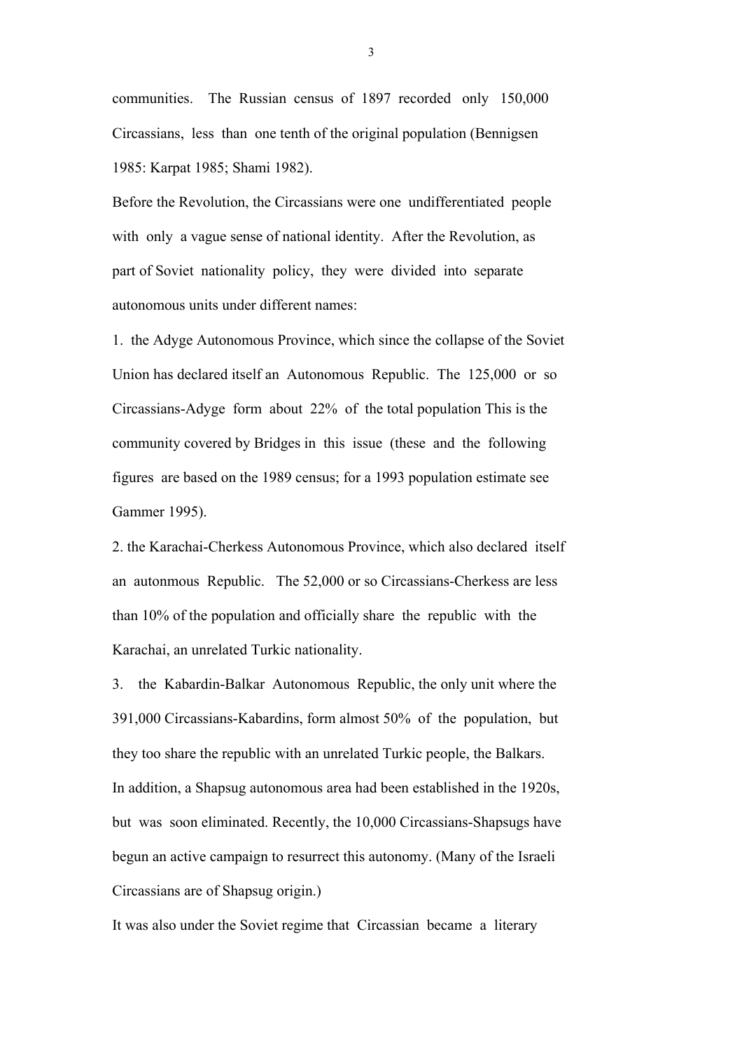communities. The Russian census of 1897 recorded only 150,000 Circassians, less than one tenth of the original population (Bennigsen 1985: Karpat 1985; Shami 1982).

Before the Revolution, the Circassians were one undifferentiated people with only a vague sense of national identity. After the Revolution, as part of Soviet nationality policy, they were divided into separate autonomous units under different names:

1. the Adyge Autonomous Province, which since the collapse of the Soviet Union has declared itself an Autonomous Republic. The 125,000 or so Circassians-Adyge form about 22% of the total population This is the community covered by Bridges in this issue (these and the following figures are based on the 1989 census; for a 1993 population estimate see Gammer 1995).

2. the Karachai-Cherkess Autonomous Province, which also declared itself an autonmous Republic. The 52,000 or so Circassians-Cherkess are less than 10% of the population and officially share the republic with the Karachai, an unrelated Turkic nationality.

3. the Kabardin-Balkar Autonomous Republic, the only unit where the 391,000 Circassians-Kabardins, form almost 50% of the population, but they too share the republic with an unrelated Turkic people, the Balkars.

In addition, a Shapsug autonomous area had been established in the 1920s, but was soon eliminated. Recently, the 10,000 Circassians-Shapsugs have begun an active campaign to resurrect this autonomy. (Many of the Israeli Circassians are of Shapsug origin.)

It was also under the Soviet regime that Circassian became a literary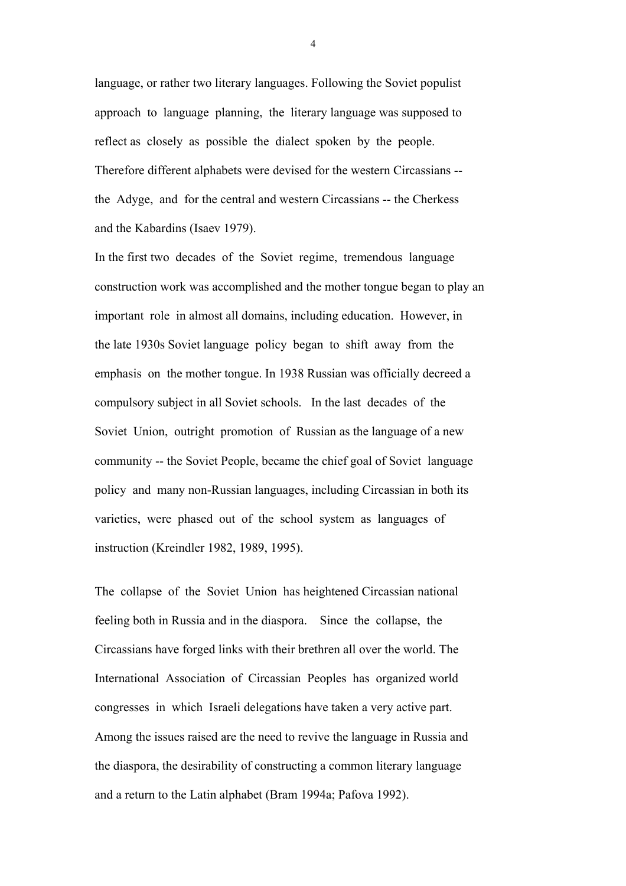language, or rather two literary languages. Following the Soviet populist approach to language planning, the literary language was supposed to reflect as closely as possible the dialect spoken by the people. Therefore different alphabets were devised for the western Circassians -- the Adyge, and for the central and western Circassians -- the Cherkess and the Kabardins (Isaev 1979).

In the first two decades of the Soviet regime, tremendous language construction work was accomplished and the mother tongue began to play an important role in almost all domains, including education. However, in the late 1930s Soviet language policy began to shift away from the emphasis on the mother tongue. In 1938 Russian was officially decreed a compulsory subject in all Soviet schools. In the last decades of the Soviet Union, outright promotion of Russian as the language of a new community -- the Soviet People, became the chief goal of Soviet language policy and many non-Russian languages, including Circassian in both its varieties, were phased out of the school system as languages of instruction (Kreindler 1982, 1989, 1995).

The collapse of the Soviet Union has heightened Circassian national feeling both in Russia and in the diaspora. Since the collapse, the Circassians have forged links with their brethren all over the world. The International Association of Circassian Peoples has organized world congresses in which Israeli delegations have taken a very active part. Among the issues raised are the need to revive the language in Russia and the diaspora, the desirability of constructing a common literary language and a return to the Latin alphabet (Bram 1994a; Pafova 1992).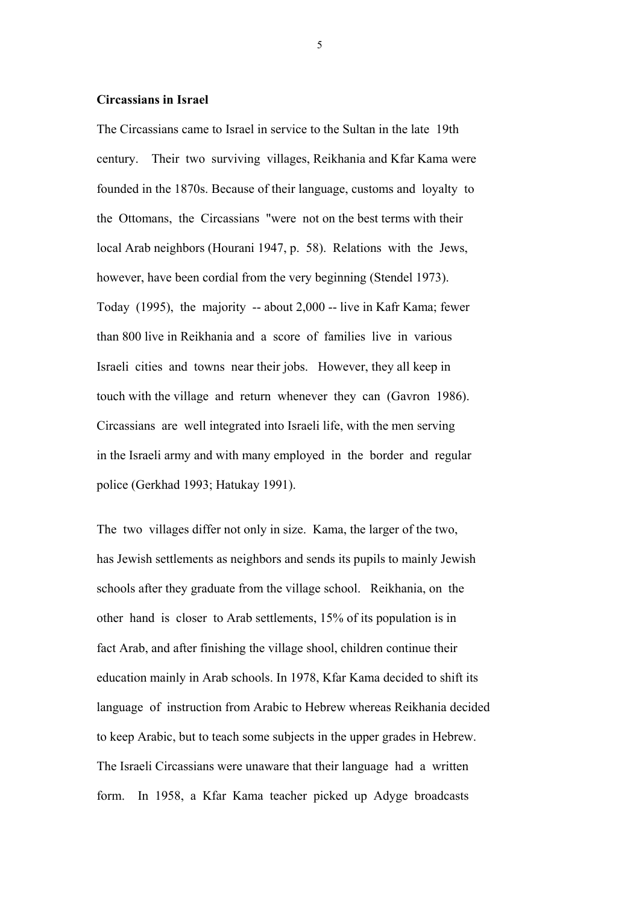**Circassians in Israel**

The Circassians came to Israel in service to the Sultan in the late 19th century. Their two surviving villages, Reikhania and Kfar Kama were founded in the 1870s. Because of their language, customs and loyalty to the Ottomans, the Circassians "were not on the best terms with their local Arab neighbors (Hourani 1947, p. 58). Relations with the Jews, however, have been cordial from the very beginning (Stendel 1973). Today (1995), the majority -- about 2,000 -- live in Kafr Kama; fewer than 800 live in Reikhania and a score of families live in various Israeli cities and towns near their jobs. However, they all keep in touch with the village and return whenever they can (Gavron 1986). Circassians are well integrated into Israeli life, with the men serving in the Israeli army and with many employed in the border and regular police (Gerkhad 1993; Hatukay 1991).

The two villages differ not only in size. Kama, the larger of the two, has Jewish settlements as neighbors and sends its pupils to mainly Jewish schools after they graduate from the village school. Reikhania, on the other hand is closer to Arab settlements, 15% of its population is in fact Arab, and after finishing the village shool, children continue their education mainly in Arab schools. In 1978, Kfar Kama decided to shift its language of instruction from Arabic to Hebrew whereas Reikhania decided to keep Arabic, but to teach some subjects in the upper grades in Hebrew. The Israeli Circassians were unaware that their language had a written form. In 1958, a Kfar Kama teacher picked up Adyge broadcasts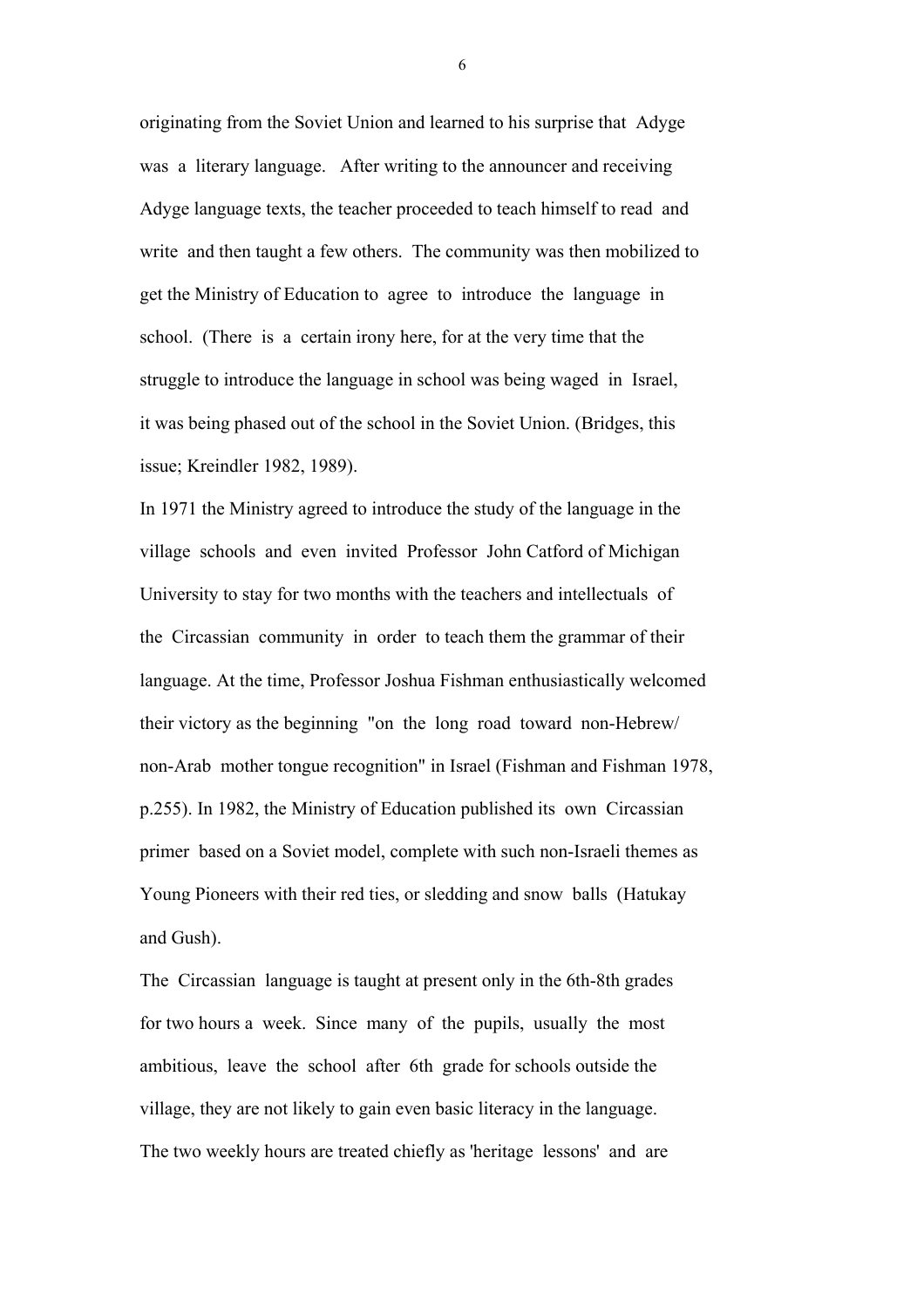originating from the Soviet Union and learned to his surprise that Adyge was a literary language. After writing to the announcer and receiving Adyge language texts, the teacher proceeded to teach himself to read and write and then taught a few others. The community was then mobilized to get the Ministry of Education to agree to introduce the language in school. (There is a certain irony here, for at the very time that the struggle to introduce the language in school was being waged in Israel, it was being phased out of the school in the Soviet Union. (Bridges, this issue; Kreindler 1982, 1989).

In 1971 the Ministry agreed to introduce the study of the language in the village schools and even invited Professor John Catford of Michigan University to stay for two months with the teachers and intellectuals of the Circassian community in order to teach them the grammar of their language. At the time, Professor Joshua Fishman enthusiastically welcomed their victory as the beginning "on the long road toward non-Hebrew/ non-Arab mother tongue recognition" in Israel (Fishman and Fishman 1978, p.255). In 1982, the Ministry of Education published its own Circassian primer based on a Soviet model, complete with such non-Israeli themes as Young Pioneers with their red ties, or sledding and snow balls (Hatukay and Gush).

The Circassian language is taught at present only in the 6th-8th grades for two hours a week. Since many of the pupils, usually the most ambitious, leave the school after 6th grade for schools outside the village, they are not likely to gain even basic literacy in the language. The two weekly hours are treated chiefly as 'heritage lessons' and are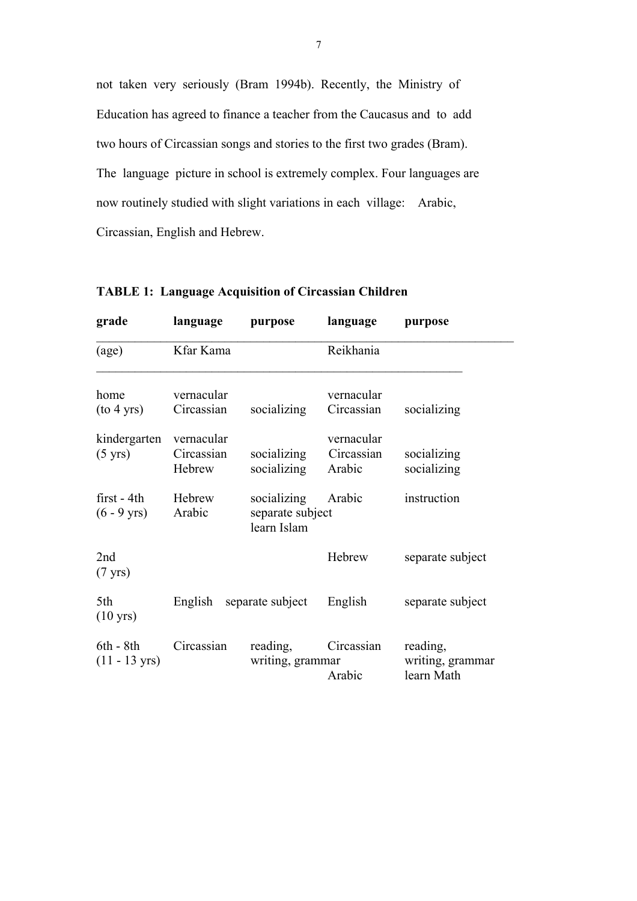not taken very seriously (Bram 1994b). Recently, the Ministry of Education has agreed to finance a teacher from the Caucasus and to add two hours of Circassian songs and stories to the first two grades (Bram). The language picture in school is extremely complex. Four languages are now routinely studied with slight variations in each village: Arabic, Circassian, English and Hebrew.

**TABLE 1: Language Acquisition of Circassian Children**

| grade (age) | language Kfar Kama | purpose | language Reikhania | purpose |
|---|---|---|---|---|
| home (to 4 yrs) | vernacular Circassian | socializing | vernacular Circassian | socializing |
| kindergarten (5 yrs) | vernacular Circassian<br>Hebrew | socializing<br>socializing | vernacular Circassian<br>Arabic | socializing<br>socializing |
| first - 4th (6 - 9 yrs) | Hebrew<br>Arabic | socializing<br>separate subject<br>learn Islam | Arabic | instruction |
| 2nd (7 yrs) | | | Hebrew | separate subject |
| 5th (10 yrs) | English | separate subject | English | separate subject |
| 6th - 8th (11 - 13 yrs) | Circassian | reading, writing, grammar | Circassian<br>Arabic | reading, writing, grammar<br>learn Math |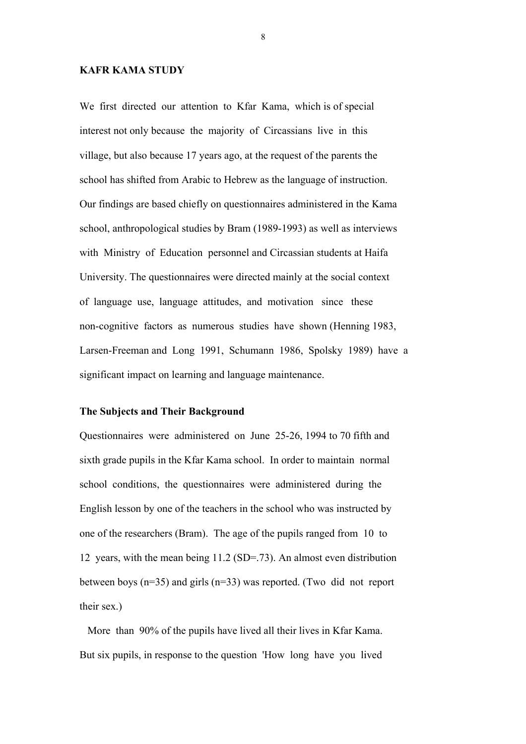**KAFR KAMA STUDY**

We first directed our attention to Kfar Kama, which is of special interest not only because the majority of Circassians live in this village, but also because 17 years ago, at the request of the parents the school has shifted from Arabic to Hebrew as the language of instruction. Our findings are based chiefly on questionnaires administered in the Kama school, anthropological studies by Bram (1989-1993) as well as interviews with Ministry of Education personnel and Circassian students at Haifa University. The questionnaires were directed mainly at the social context of language use, language attitudes, and motivation since these non-cognitive factors as numerous studies have shown (Henning 1983, Larsen-Freeman and Long 1991, Schumann 1986, Spolsky 1989) have a significant impact on learning and language maintenance.

**The Subjects and Their Background**

Questionnaires were administered on June 25-26, 1994 to 70 fifth and sixth grade pupils in the Kfar Kama school. In order to maintain normal school conditions, the questionnaires were administered during the English lesson by one of the teachers in the school who was instructed by one of the researchers (Bram). The age of the pupils ranged from 10 to 12 years, with the mean being 11.2 (SD=.73). An almost even distribution between boys (n=35) and girls (n=33) was reported. (Two did not report their sex.)

More than 90% of the pupils have lived all their lives in Kfar Kama. But six pupils, in response to the question 'How long have you lived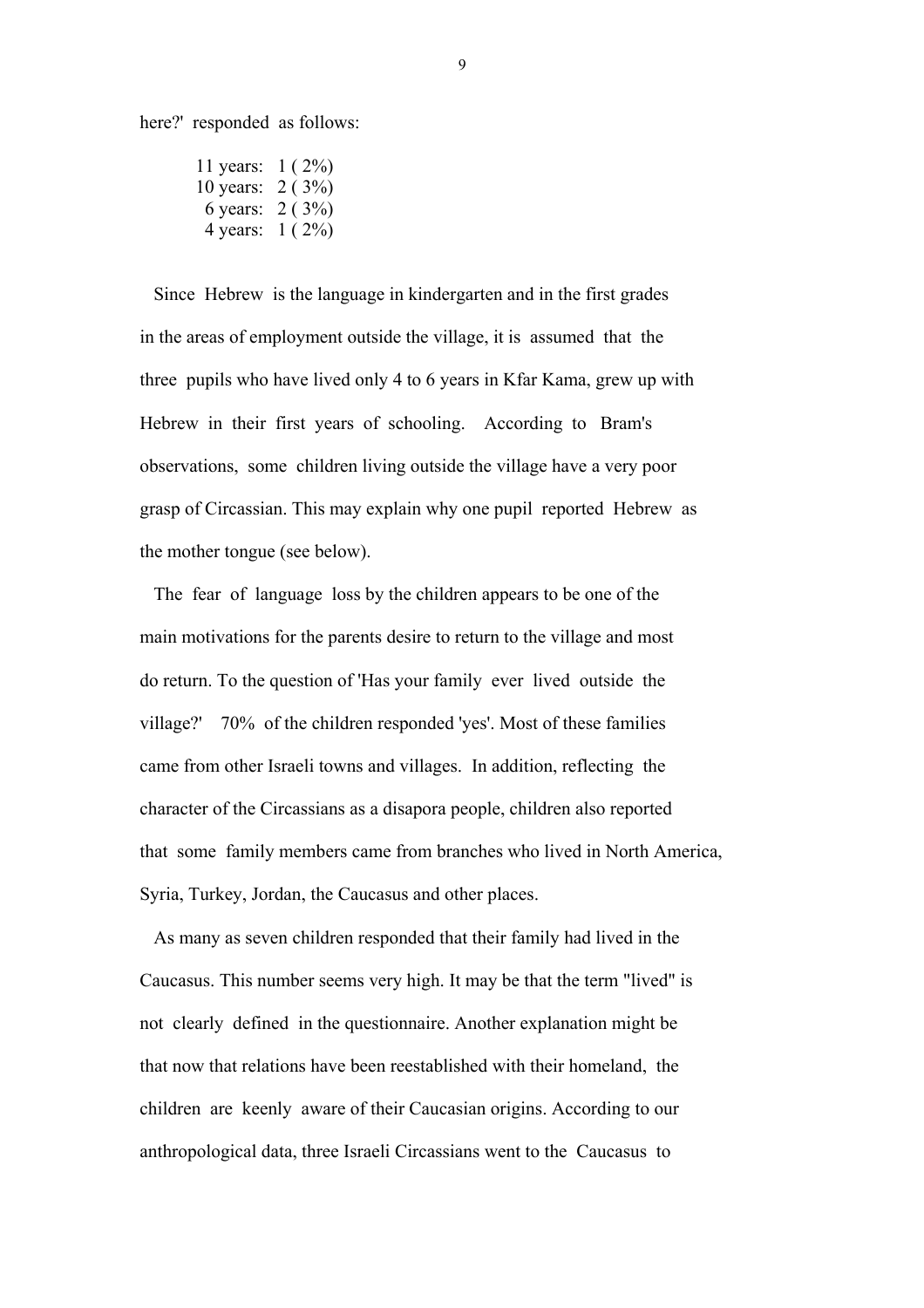here?' responded as follows:

11 years: 1 ( 2%)
10 years: 2 ( 3%)
6 years: 2 ( 3%)
4 years: 1 ( 2%)

Since Hebrew is the language in kindergarten and in the first grades in the areas of employment outside the village, it is assumed that the three pupils who have lived only 4 to 6 years in Kfar Kama, grew up with Hebrew in their first years of schooling. According to Bram's observations, some children living outside the village have a very poor grasp of Circassian. This may explain why one pupil reported Hebrew as the mother tongue (see below).

The fear of language loss by the children appears to be one of the main motivations for the parents desire to return to the village and most do return. To the question of 'Has your family ever lived outside the village?' 70% of the children responded 'yes'. Most of these families came from other Israeli towns and villages. In addition, reflecting the character of the Circassians as a disapora people, children also reported that some family members came from branches who lived in North America, Syria, Turkey, Jordan, the Caucasus and other places.

As many as seven children responded that their family had lived in the Caucasus. This number seems very high. It may be that the term "lived" is not clearly defined in the questionnaire. Another explanation might be that now that relations have been reestablished with their homeland, the children are keenly aware of their Caucasian origins. According to our anthropological data, three Israeli Circassians went to the Caucasus to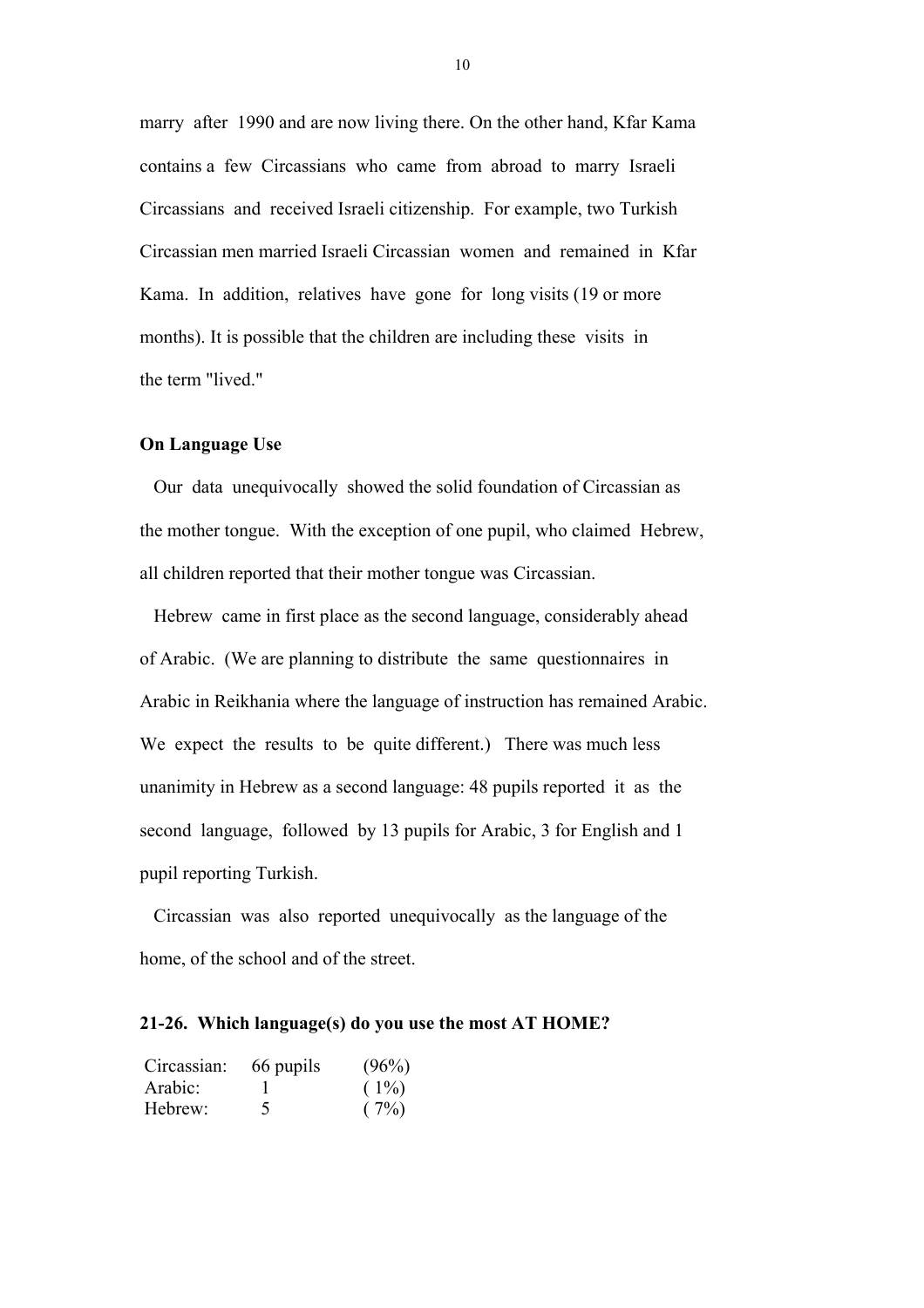marry after 1990 and are now living there. On the other hand, Kfar Kama contains a few Circassians who came from abroad to marry Israeli Circassians and received Israeli citizenship. For example, two Turkish Circassian men married Israeli Circassian women and remained in Kfar Kama. In addition, relatives have gone for long visits (19 or more months). It is possible that the children are including these visits in the term "lived."

**On Language Use**

Our data unequivocally showed the solid foundation of Circassian as the mother tongue. With the exception of one pupil, who claimed Hebrew, all children reported that their mother tongue was Circassian.

Hebrew came in first place as the second language, considerably ahead of Arabic. (We are planning to distribute the same questionnaires in Arabic in Reikhania where the language of instruction has remained Arabic. We expect the results to be quite different.) There was much less unanimity in Hebrew as a second language: 48 pupils reported it as the second language, followed by 13 pupils for Arabic, 3 for English and 1 pupil reporting Turkish.

Circassian was also reported unequivocally as the language of the home, of the school and of the street.

**21-26. Which language(s) do you use the most AT HOME?**

| | | |
|---|---|---|
| Circassian: | 66 pupils | (96%) |
| Arabic: | 1 | ( 1%) |
| Hebrew: | 5 | ( 7%) |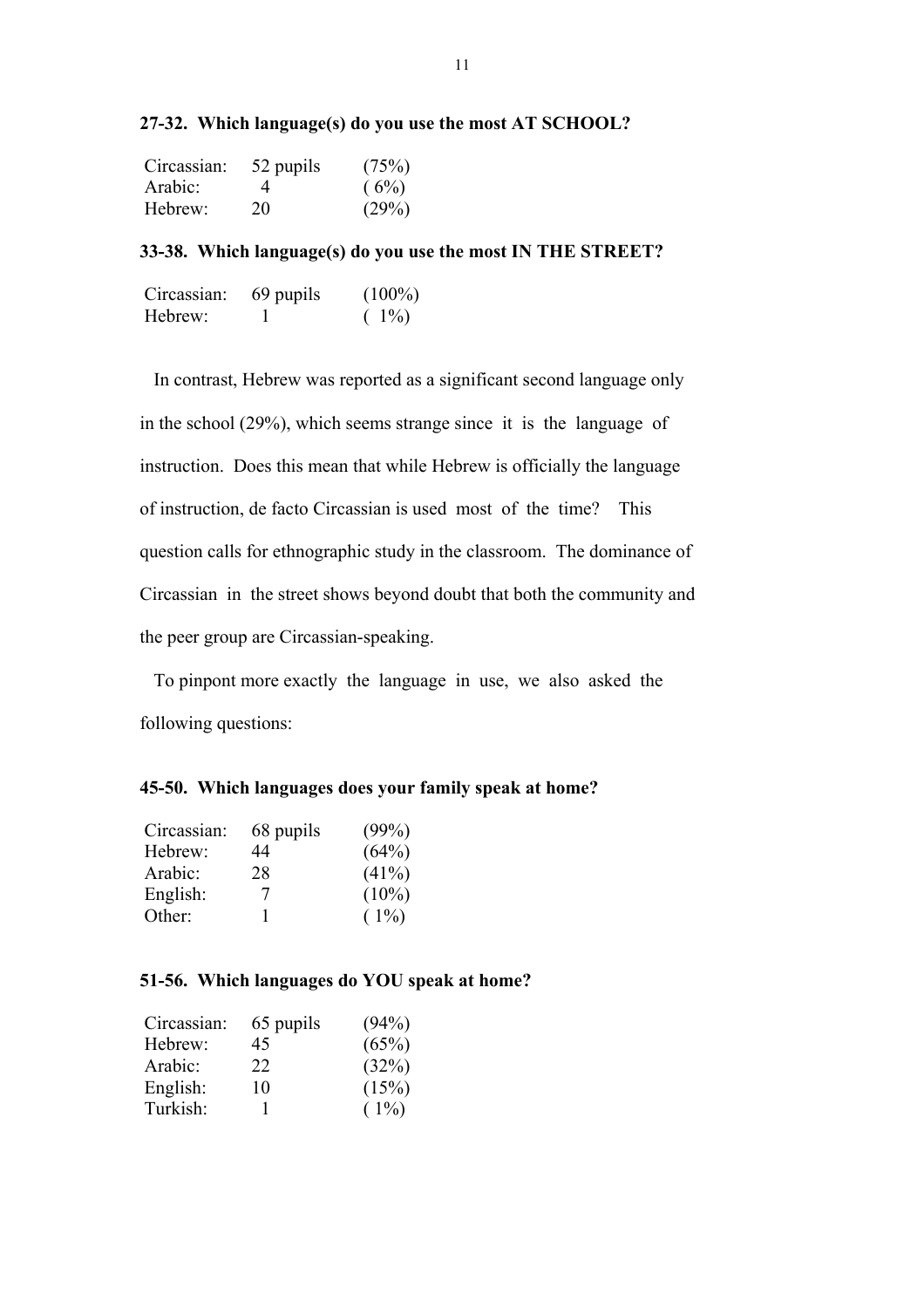**27-32. Which language(s) do you use the most AT SCHOOL?**

| | | |
|---|---|---|
| Circassian: | 52 pupils | (75%) |
| Arabic: | 4 | ( 6%) |
| Hebrew: | 20 | (29%) |

**33-38. Which language(s) do you use the most IN THE STREET?**

| | | |
|---|---|---|
| Circassian: | 69 pupils | (100%) |
| Hebrew: | 1 | ( 1%) |

In contrast, Hebrew was reported as a significant second language only in the school (29%), which seems strange since it is the language of instruction. Does this mean that while Hebrew is officially the language of instruction, de facto Circassian is used most of the time? This question calls for ethnographic study in the classroom. The dominance of Circassian in the street shows beyond doubt that both the community and the peer group are Circassian-speaking.

To pinpont more exactly the language in use, we also asked the following questions:

**45-50. Which languages does your family speak at home?**

| | | |
|---|---|---|
| Circassian: | 68 pupils | (99%) |
| Hebrew: | 44 | (64%) |
| Arabic: | 28 | (41%) |
| English: | 7 | (10%) |
| Other: | 1 | ( 1%) |

**51-56. Which languages do YOU speak at home?**

| | | |
|---|---|---|
| Circassian: | 65 pupils | (94%) |
| Hebrew: | 45 | (65%) |
| Arabic: | 22 | (32%) |
| English: | 10 | (15%) |
| Turkish: | 1 | ( 1%) |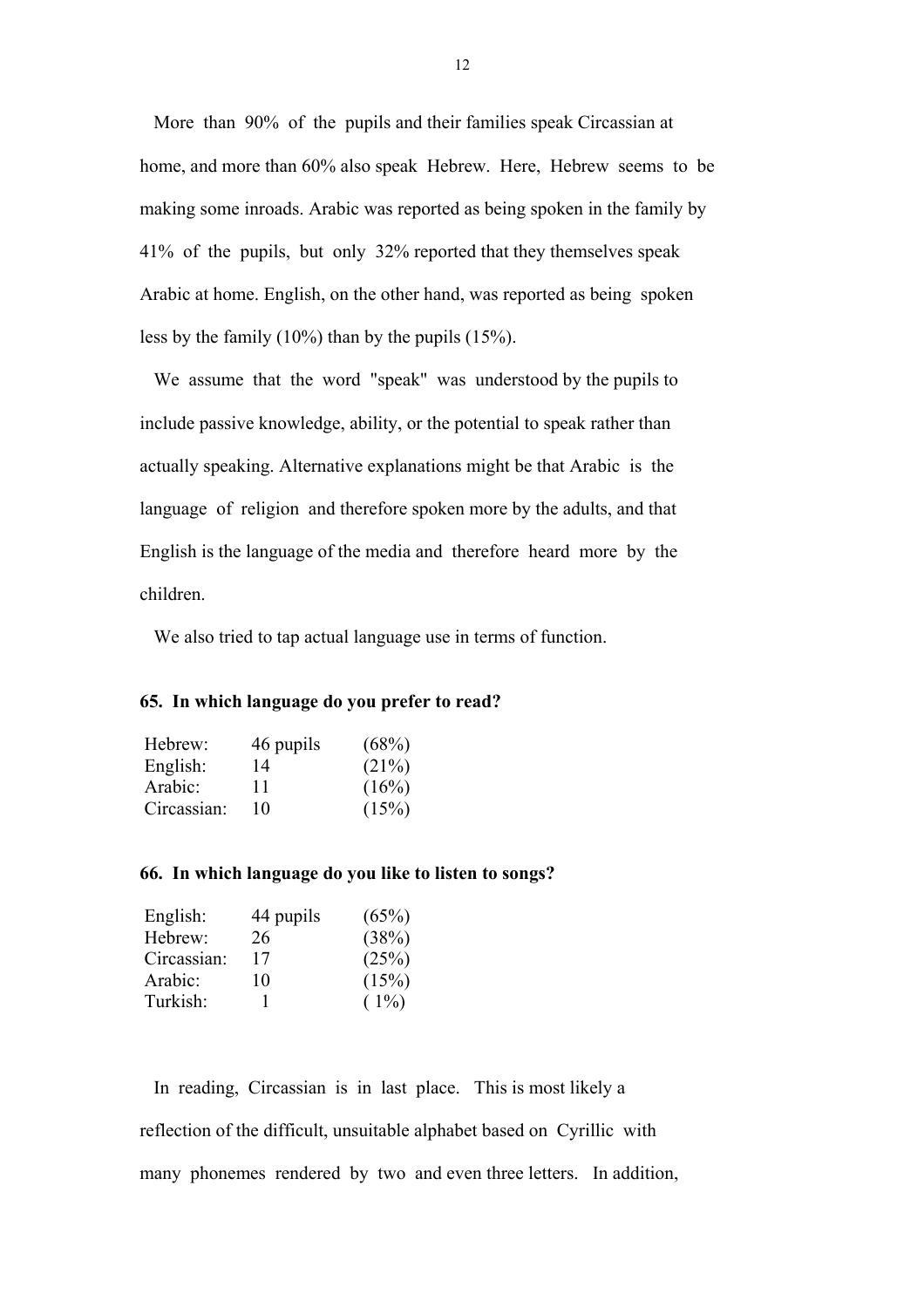More than 90% of the pupils and their families speak Circassian at home, and more than 60% also speak Hebrew. Here, Hebrew seems to be making some inroads. Arabic was reported as being spoken in the family by 41% of the pupils, but only 32% reported that they themselves speak Arabic at home. English, on the other hand, was reported as being spoken less by the family (10%) than by the pupils (15%).

We assume that the word "speak" was understood by the pupils to include passive knowledge, ability, or the potential to speak rather than actually speaking. Alternative explanations might be that Arabic is the language of religion and therefore spoken more by the adults, and that English is the language of the media and therefore heard more by the children.

We also tried to tap actual language use in terms of function.

**65. In which language do you prefer to read?**

| | | |
|---|---|---|
| Hebrew: | 46 pupils | (68%) |
| English: | 14 | (21%) |
| Arabic: | 11 | (16%) |
| Circassian: | 10 | (15%) |

**66. In which language do you like to listen to songs?**

| | | |
|---|---|---|
| English: | 44 pupils | (65%) |
| Hebrew: | 26 | (38%) |
| Circassian: | 17 | (25%) |
| Arabic: | 10 | (15%) |
| Turkish: | 1 | ( 1%) |

In reading, Circassian is in last place. This is most likely a reflection of the difficult, unsuitable alphabet based on Cyrillic with many phonemes rendered by two and even three letters. In addition,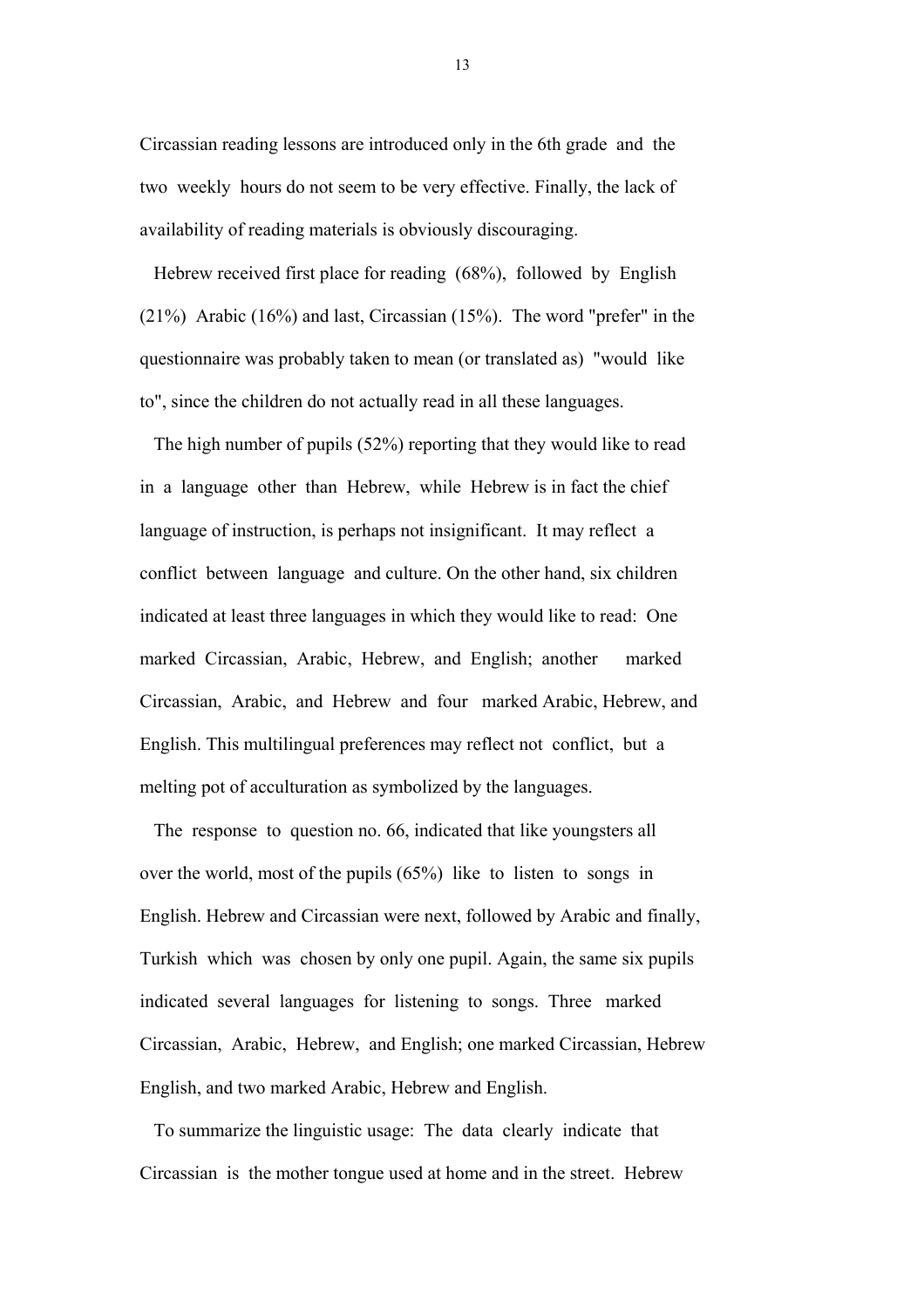Circassian reading lessons are introduced only in the 6th grade and the two weekly hours do not seem to be very effective. Finally, the lack of availability of reading materials is obviously discouraging.

Hebrew received first place for reading (68%), followed by English (21%) Arabic (16%) and last, Circassian (15%). The word "prefer" in the questionnaire was probably taken to mean (or translated as) "would like to", since the children do not actually read in all these languages.

The high number of pupils (52%) reporting that they would like to read in a language other than Hebrew, while Hebrew is in fact the chief language of instruction, is perhaps not insignificant. It may reflect a conflict between language and culture. On the other hand, six children indicated at least three languages in which they would like to read: One marked Circassian, Arabic, Hebrew, and English; another marked Circassian, Arabic, and Hebrew and four marked Arabic, Hebrew, and English. This multilingual preferences may reflect not conflict, but a melting pot of acculturation as symbolized by the languages.

The response to question no. 66, indicated that like youngsters all over the world, most of the pupils (65%) like to listen to songs in English. Hebrew and Circassian were next, followed by Arabic and finally, Turkish which was chosen by only one pupil. Again, the same six pupils indicated several languages for listening to songs. Three marked Circassian, Arabic, Hebrew, and English; one marked Circassian, Hebrew English, and two marked Arabic, Hebrew and English.

To summarize the linguistic usage: The data clearly indicate that Circassian is the mother tongue used at home and in the street. Hebrew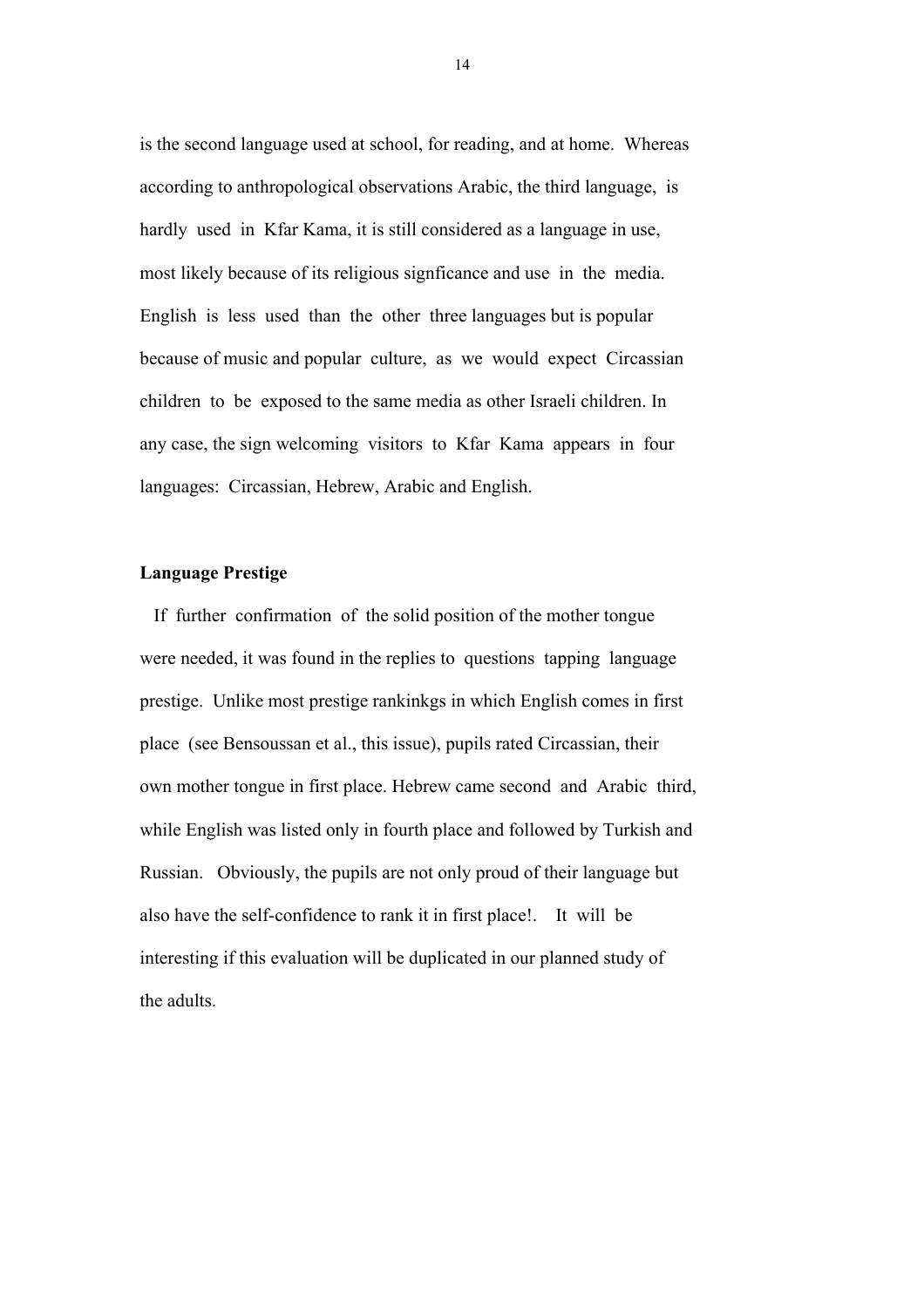is the second language used at school, for reading, and at home. Whereas according to anthropological observations Arabic, the third language, is hardly used in Kfar Kama, it is still considered as a language in use, most likely because of its religious signficance and use in the media. English is less used than the other three languages but is popular because of music and popular culture, as we would expect Circassian children to be exposed to the same media as other Israeli children. In any case, the sign welcoming visitors to Kfar Kama appears in four languages: Circassian, Hebrew, Arabic and English.

**Language Prestige**

If further confirmation of the solid position of the mother tongue were needed, it was found in the replies to questions tapping language prestige. Unlike most prestige rankinkgs in which English comes in first place (see Bensoussan et al., this issue), pupils rated Circassian, their own mother tongue in first place. Hebrew came second and Arabic third, while English was listed only in fourth place and followed by Turkish and Russian. Obviously, the pupils are not only proud of their language but also have the self-confidence to rank it in first place!. It will be interesting if this evaluation will be duplicated in our planned study of the adults.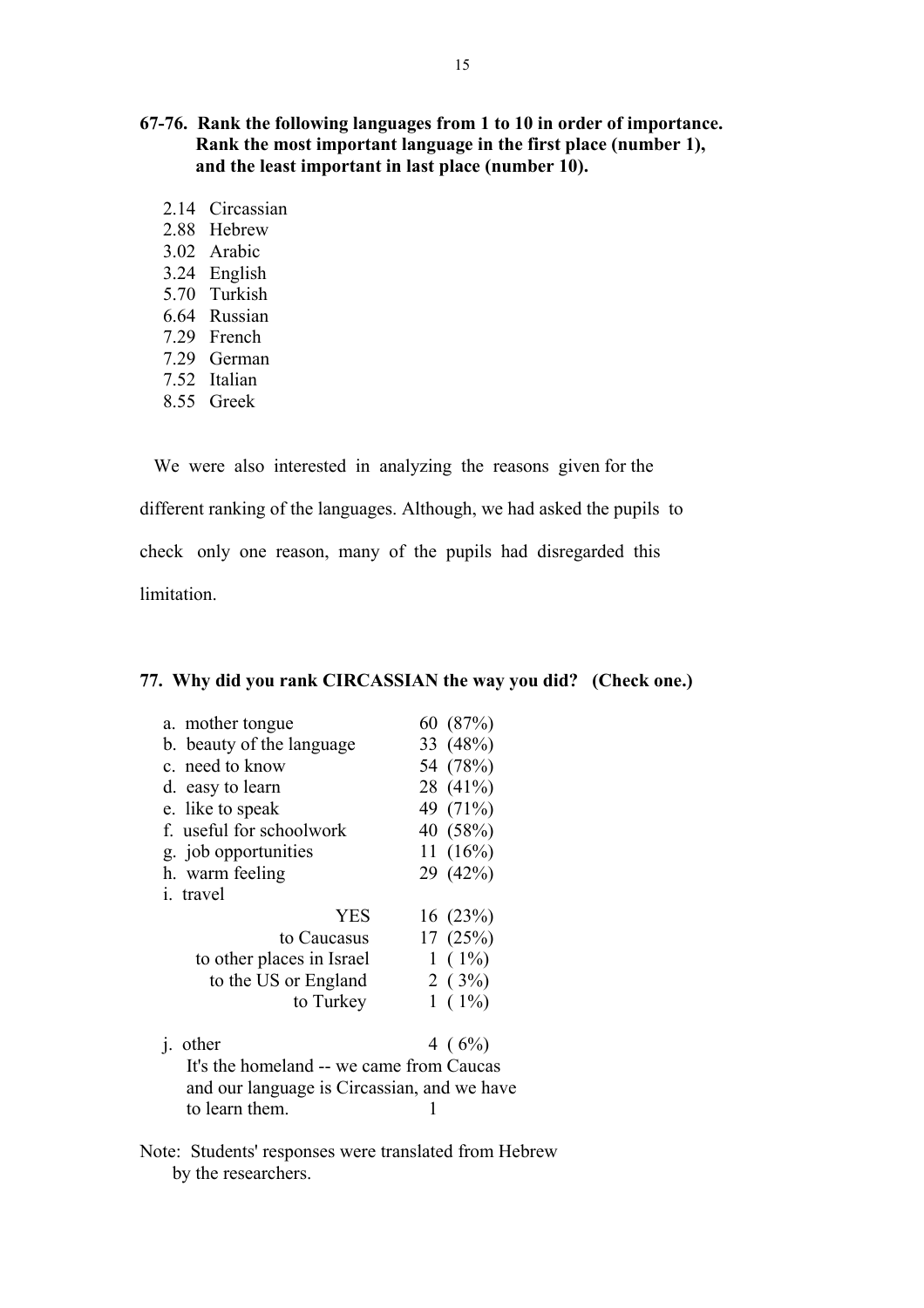**67-76. Rank the following languages from 1 to 10 in order of importance. Rank the most important language in the first place (number 1), and the least important in last place (number 10).**

| | |
|---|---|
| 2.14 | Circassian |
| 2.88 | Hebrew |
| 3.02 | Arabic |
| 3.24 | English |
| 5.70 | Turkish |
| 6.64 | Russian |
| 7.29 | French |
| 7.29 | German |
| 7.52 | Italian |
| 8.55 | Greek |

We were also interested in analyzing the reasons given for the different ranking of the languages. Although, we had asked the pupils to check only one reason, many of the pupils had disregarded this limitation.

**77. Why did you rank CIRCASSIAN the way you did? (Check one.)**

| | |
|---|---|
| a. mother tongue | 60 (87%) |
| b. beauty of the language | 33 (48%) |
| c. need to know | 54 (78%) |
| d. easy to learn | 28 (41%) |
| e. like to speak | 49 (71%) |
| f. useful for schoolwork | 40 (58%) |
| g. job opportunities | 11 (16%) |
| h. warm feeling | 29 (42%) |
| i. travel | |
| YES | 16 (23%) |
| to Caucasus | 17 (25%) |
| to other places in Israel | 1 ( 1%) |
| to the US or England | 2 ( 3%) |
| to Turkey | 1 ( 1%) |
| j. other | 4 ( 6%) |
| It's the homeland -- we came from Caucas and our language is Circassian, and we have to learn them. | 1 |

Note: Students' responses were translated from Hebrew by the researchers.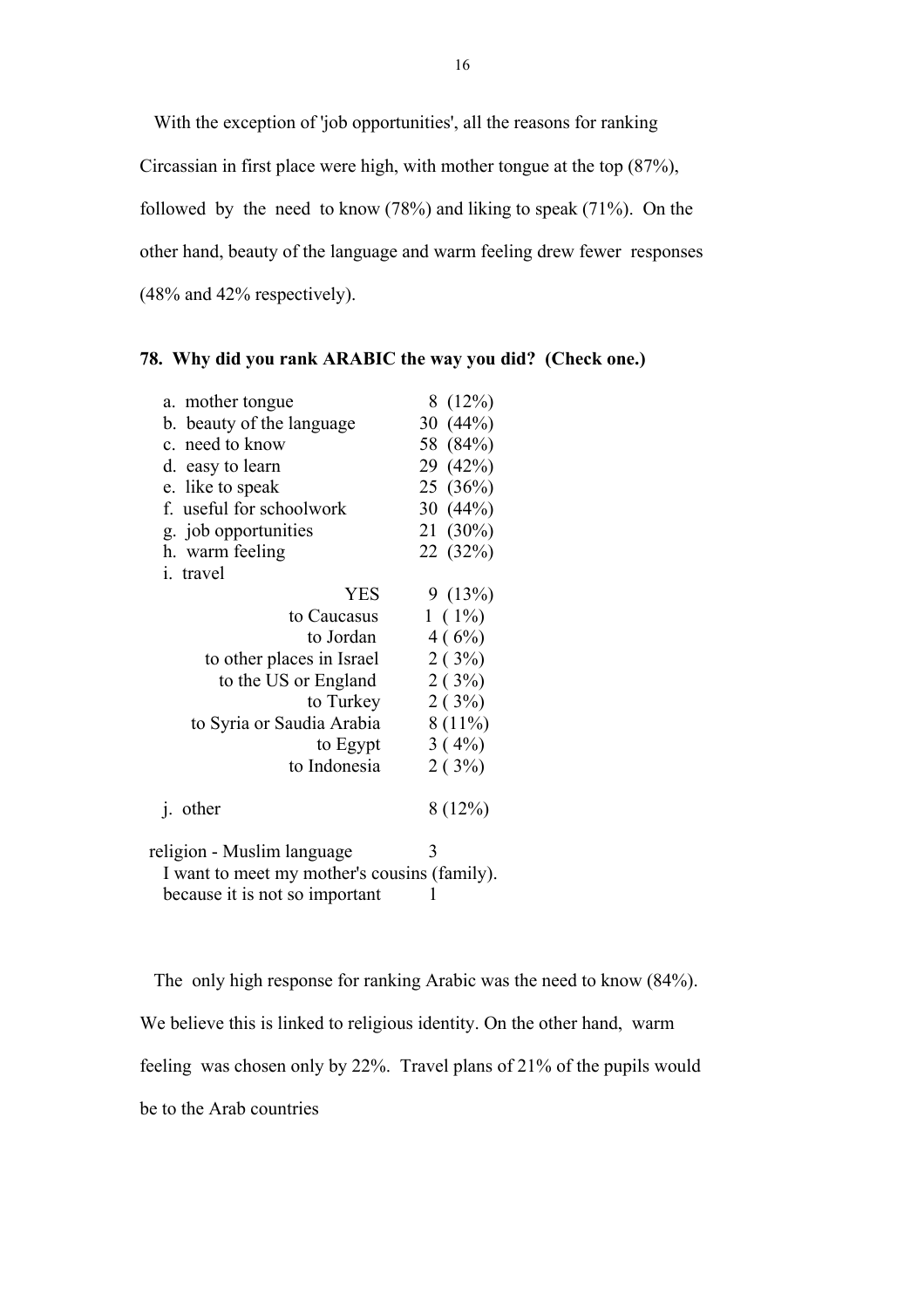With the exception of 'job opportunities', all the reasons for ranking Circassian in first place were high, with mother tongue at the top (87%), followed by the need to know (78%) and liking to speak (71%). On the other hand, beauty of the language and warm feeling drew fewer responses (48% and 42% respectively).

**78. Why did you rank ARABIC the way you did? (Check one.)**

| | |
|---|---|
| a. mother tongue | 8 (12%) |
| b. beauty of the language | 30 (44%) |
| c. need to know | 58 (84%) |
| d. easy to learn | 29 (42%) |
| e. like to speak | 25 (36%) |
| f. useful for schoolwork | 30 (44%) |
| g. job opportunities | 21 (30%) |
| h. warm feeling | 22 (32%) |
| i. travel | |
| YES | 9 (13%) |
| to Caucasus | 1 ( 1%) |
| to Jordan | 4 ( 6%) |
| to other places in Israel | 2 ( 3%) |
| to the US or England | 2 ( 3%) |
| to Turkey | 2 ( 3%) |
| to Syria or Saudia Arabia | 8 (11%) |
| to Egypt | 3 ( 4%) |
| to Indonesia | 2 ( 3%) |
| j. other | 8 (12%) |

religion - Muslim language 3
I want to meet my mother's cousins (family).
because it is not so important 1

The only high response for ranking Arabic was the need to know (84%). We believe this is linked to religious identity. On the other hand, warm feeling was chosen only by 22%. Travel plans of 21% of the pupils would be to the Arab countries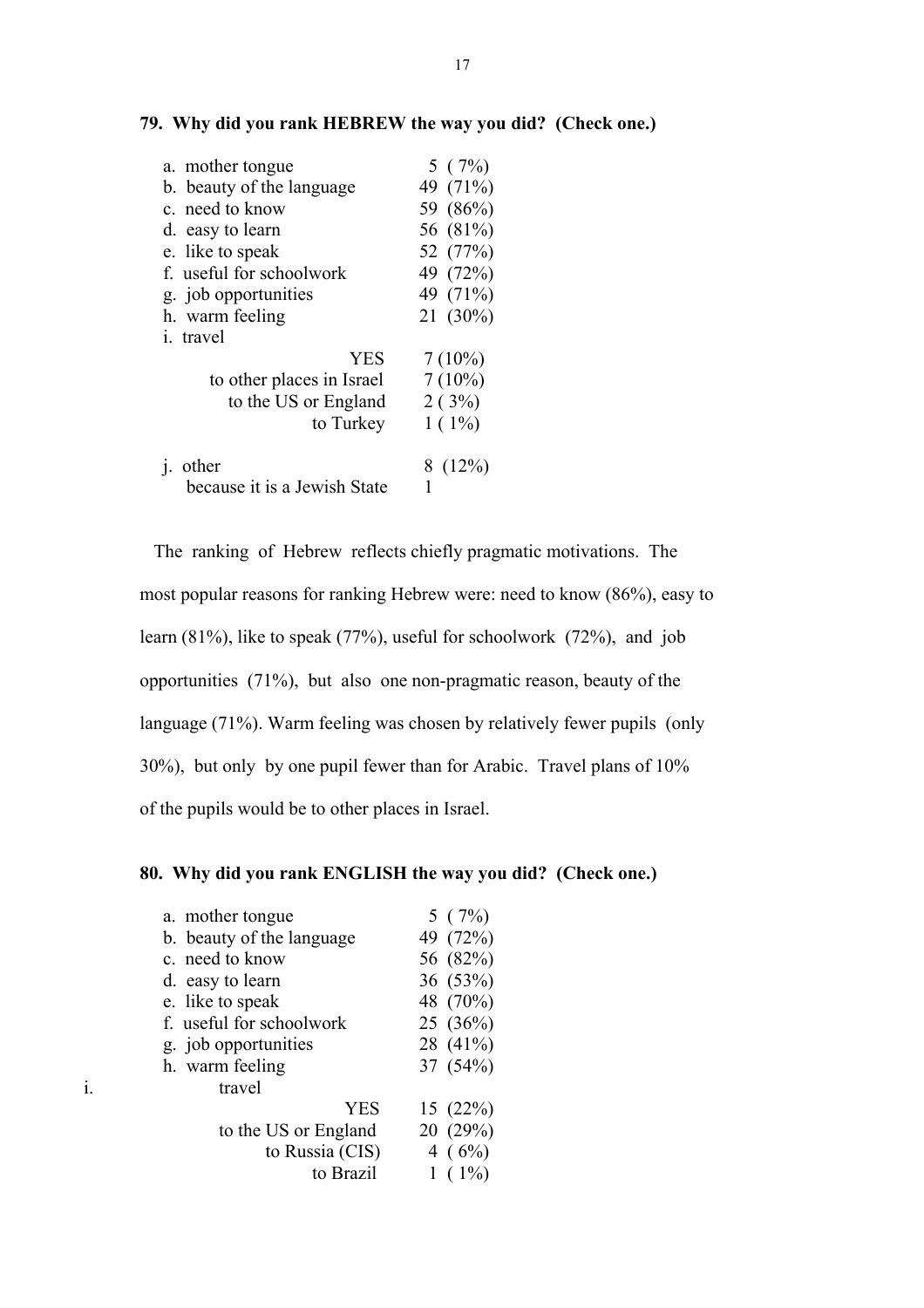**79. Why did you rank HEBREW the way you did? (Check one.)**

| | |
|---|---|
| a. mother tongue | 5 ( 7%) |
| b. beauty of the language | 49 (71%) |
| c. need to know | 59 (86%) |
| d. easy to learn | 56 (81%) |
| e. like to speak | 52 (77%) |
| f. useful for schoolwork | 49 (72%) |
| g. job opportunities | 49 (71%) |
| h. warm feeling | 21 (30%) |
| i. travel | |
| YES | 7 (10%) |
| to other places in Israel | 7 (10%) |
| to the US or England | 2 ( 3%) |
| to Turkey | 1 ( 1%) |
| j. other | 8 (12%) |
| because it is a Jewish State | 1 |

The ranking of Hebrew reflects chiefly pragmatic motivations. The most popular reasons for ranking Hebrew were: need to know (86%), easy to learn (81%), like to speak (77%), useful for schoolwork (72%), and job opportunities (71%), but also one non-pragmatic reason, beauty of the language (71%). Warm feeling was chosen by relatively fewer pupils (only 30%), but only by one pupil fewer than for Arabic. Travel plans of 10% of the pupils would be to other places in Israel.

**80. Why did you rank ENGLISH the way you did? (Check one.)**

| | |
|---|---|
| a. mother tongue | 5 ( 7%) |
| b. beauty of the language | 49 (72%) |
| c. need to know | 56 (82%) |
| d. easy to learn | 36 (53%) |
| e. like to speak | 48 (70%) |
| f. useful for schoolwork | 25 (36%) |
| g. job opportunities | 28 (41%) |
| h. warm feeling | 37 (54%) |
| i. travel | |
| YES | 15 (22%) |
| to the US or England | 20 (29%) |
| to Russia (CIS) | 4 ( 6%) |
| to Brazil | 1 ( 1%) |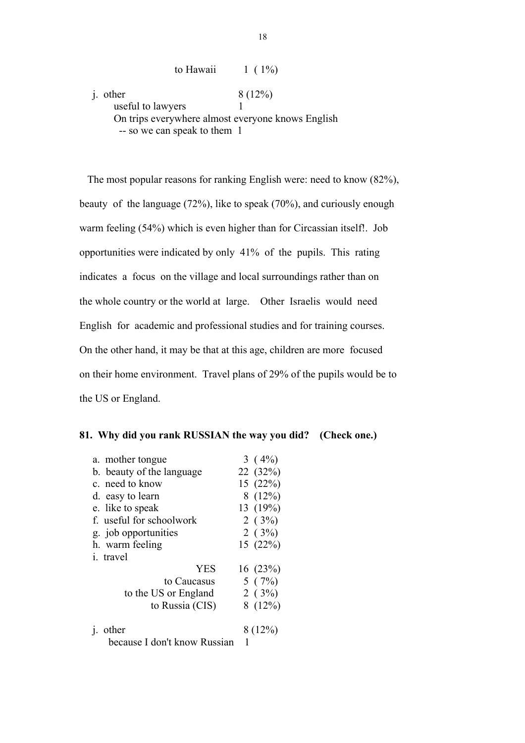| | |
|---|---|
| to Hawaii | 1 ( 1%) |
| j. other | 8 (12%) |
| useful to lawyers | 1 |
| On trips everywhere almost everyone knows English -- so we can speak to them | 1 |

The most popular reasons for ranking English were: need to know (82%), beauty of the language (72%), like to speak (70%), and curiously enough warm feeling (54%) which is even higher than for Circassian itself!. Job opportunities were indicated by only 41% of the pupils. This rating indicates a focus on the village and local surroundings rather than on the whole country or the world at large. Other Israelis would need English for academic and professional studies and for training courses. On the other hand, it may be that at this age, children are more focused on their home environment. Travel plans of 29% of the pupils would be to the US or England.

**81. Why did you rank RUSSIAN the way you did? (Check one.)**

| | |
|---|---|
| a. mother tongue | 3 ( 4%) |
| b. beauty of the language | 22 (32%) |
| c. need to know | 15 (22%) |
| d. easy to learn | 8 (12%) |
| e. like to speak | 13 (19%) |
| f. useful for schoolwork | 2 ( 3%) |
| g. job opportunities | 2 ( 3%) |
| h. warm feeling | 15 (22%) |
| i. travel | |
| YES | 16 (23%) |
| to Caucasus | 5 ( 7%) |
| to the US or England | 2 ( 3%) |
| to Russia (CIS) | 8 (12%) |
| j. other | 8 (12%) |
| because I don't know Russian | 1 |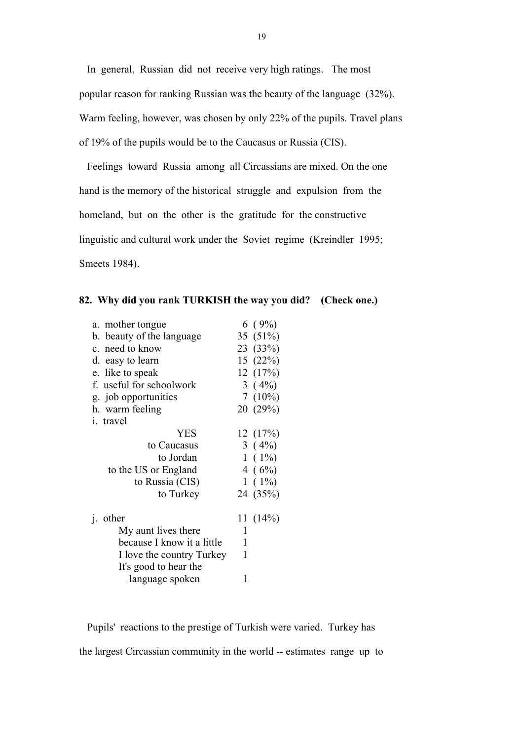In general, Russian did not receive very high ratings. The most popular reason for ranking Russian was the beauty of the language (32%). Warm feeling, however, was chosen by only 22% of the pupils. Travel plans of 19% of the pupils would be to the Caucasus or Russia (CIS).

Feelings toward Russia among all Circassians are mixed. On the one hand is the memory of the historical struggle and expulsion from the homeland, but on the other is the gratitude for the constructive linguistic and cultural work under the Soviet regime (Kreindler 1995; Smeets 1984).

**82. Why did you rank TURKISH the way you did? (Check one.)**

| | |
|---|---|
| a. mother tongue | 6 ( 9%) |
| b. beauty of the language | 35 (51%) |
| c. need to know | 23 (33%) |
| d. easy to learn | 15 (22%) |
| e. like to speak | 12 (17%) |
| f. useful for schoolwork | 3 ( 4%) |
| g. job opportunities | 7 (10%) |
| h. warm feeling | 20 (29%) |
| i. travel | |
| YES | 12 (17%) |
| to Caucasus | 3 ( 4%) |
| to Jordan | 1 ( 1%) |
| to the US or England | 4 ( 6%) |
| to Russia (CIS) | 1 ( 1%) |
| to Turkey | 24 (35%) |
| j. other | 11 (14%) |
| My aunt lives there | 1 |
| because I know it a little | 1 |
| I love the country Turkey | 1 |
| It's good to hear the language spoken | 1 |

Pupils' reactions to the prestige of Turkish were varied. Turkey has the largest Circassian community in the world -- estimates range up to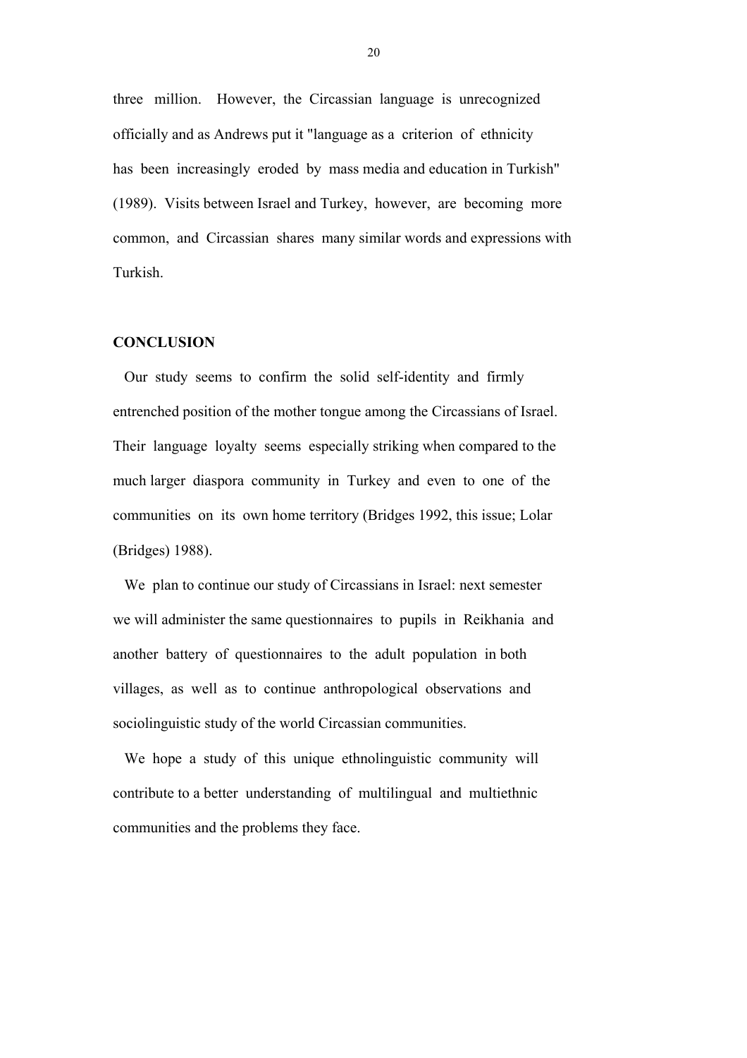three million. However, the Circassian language is unrecognized officially and as Andrews put it "language as a criterion of ethnicity has been increasingly eroded by mass media and education in Turkish" (1989). Visits between Israel and Turkey, however, are becoming more common, and Circassian shares many similar words and expressions with Turkish.

## CONCLUSION

Our study seems to confirm the solid self-identity and firmly entrenched position of the mother tongue among the Circassians of Israel. Their language loyalty seems especially striking when compared to the much larger diaspora community in Turkey and even to one of the communities on its own home territory (Bridges 1992, this issue; Lolar (Bridges) 1988).

We plan to continue our study of Circassians in Israel: next semester we will administer the same questionnaires to pupils in Reikhania and another battery of questionnaires to the adult population in both villages, as well as to continue anthropological observations and sociolinguistic study of the world Circassian communities.

We hope a study of this unique ethnolinguistic community will contribute to a better understanding of multilingual and multiethnic communities and the problems they face.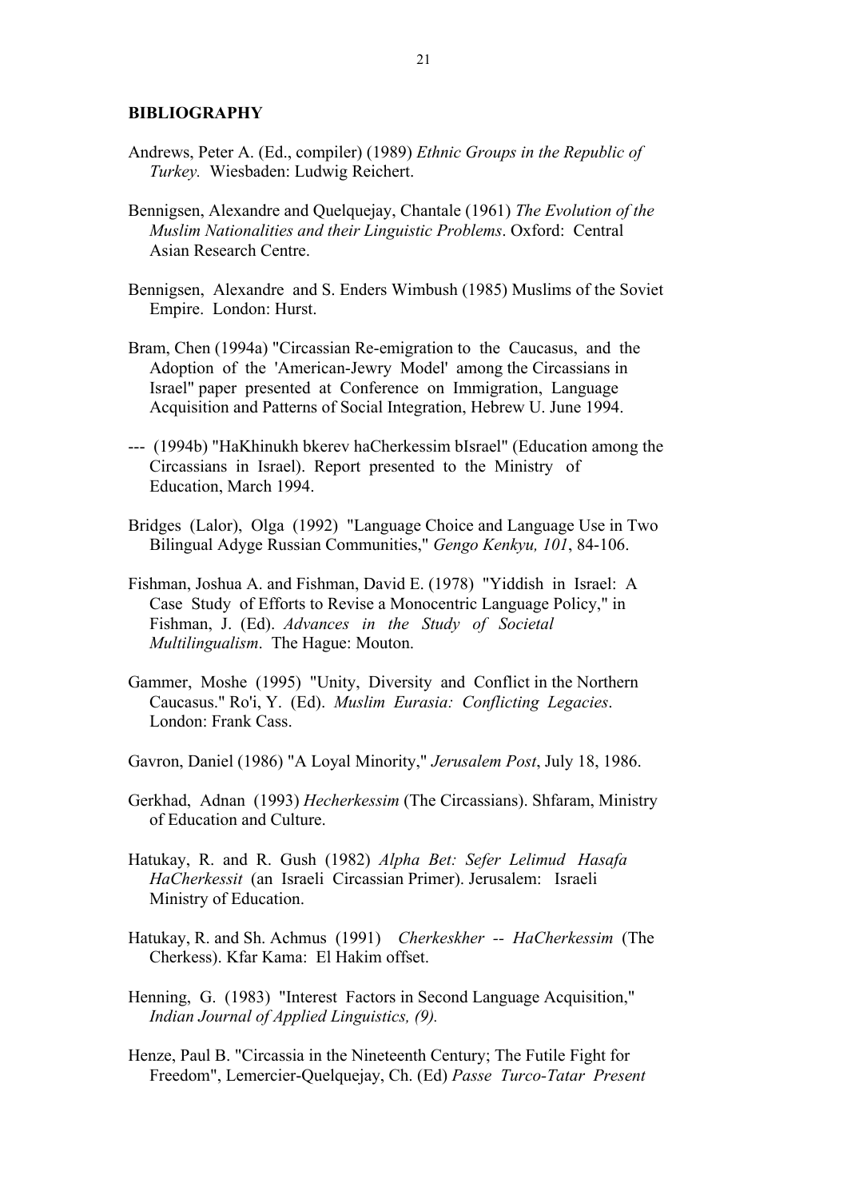**BIBLIOGRAPHY**

Andrews, Peter A. (Ed., compiler) (1989) *Ethnic Groups in the Republic of Turkey.* Wiesbaden: Ludwig Reichert.

Bennigsen, Alexandre and Quelquejay, Chantale (1961) *The Evolution of the Muslim Nationalities and their Linguistic Problems*. Oxford: Central Asian Research Centre.

Bennigsen, Alexandre and S. Enders Wimbush (1985) Muslims of the Soviet Empire. London: Hurst.

Bram, Chen (1994a) "Circassian Re-emigration to the Caucasus, and the Adoption of the 'American-Jewry Model' among the Circassians in Israel" paper presented at Conference on Immigration, Language Acquisition and Patterns of Social Integration, Hebrew U. June 1994.

--- (1994b) "HaKhinukh bkerev haCherkessim bIsrael" (Education among the Circassians in Israel). Report presented to the Ministry of Education, March 1994.

Bridges (Lalor), Olga (1992) "Language Choice and Language Use in Two Bilingual Adyge Russian Communities," *Gengo Kenkyu, 101*, 84-106.

Fishman, Joshua A. and Fishman, David E. (1978) "Yiddish in Israel: A Case Study of Efforts to Revise a Monocentric Language Policy," in Fishman, J. (Ed). *Advances in the Study of Societal Multilingualism*. The Hague: Mouton.

Gammer, Moshe (1995) "Unity, Diversity and Conflict in the Northern Caucasus." Ro'i, Y. (Ed). *Muslim Eurasia: Conflicting Legacies*. London: Frank Cass.

Gavron, Daniel (1986) "A Loyal Minority," *Jerusalem Post*, July 18, 1986.

Gerkhad, Adnan (1993) *Hecherkessim* (The Circassians). Shfaram, Ministry of Education and Culture.

Hatukay, R. and R. Gush (1982) *Alpha Bet: Sefer Lelimud Hasafa HaCherkessit* (an Israeli Circassian Primer). Jerusalem: Israeli Ministry of Education.

Hatukay, R. and Sh. Achmus (1991) *Cherkeskher -- HaCherkessim* (The Cherkess). Kfar Kama: El Hakim offset.

Henning, G. (1983) "Interest Factors in Second Language Acquisition," *Indian Journal of Applied Linguistics, (9).*

Henze, Paul B. "Circassia in the Nineteenth Century; The Futile Fight for Freedom", Lemercier-Quelquejay, Ch. (Ed) *Passe Turco-Tatar Present*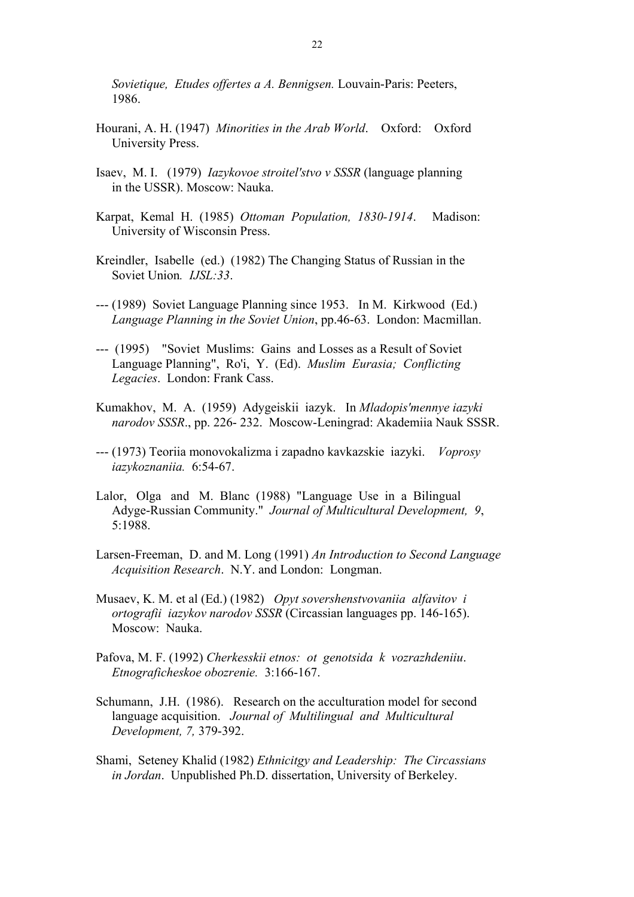*Sovietique, Etudes offertes a A. Bennigsen.* Louvain-Paris: Peeters, 1986.

Hourani, A. H. (1947) *Minorities in the Arab World*. Oxford: Oxford University Press.

Isaev, M. I. (1979) *Iazykovoe stroitel'stvo v SSSR* (language planning in the USSR). Moscow: Nauka.

Karpat, Kemal H. (1985) *Ottoman Population, 1830-1914*. Madison: University of Wisconsin Press.

Kreindler, Isabelle (ed.) (1982) The Changing Status of Russian in the Soviet Union*. IJSL:33*.

--- (1989) Soviet Language Planning since 1953. In M. Kirkwood (Ed.) *Language Planning in the Soviet Union*, pp.46-63. London: Macmillan.

--- (1995) "Soviet Muslims: Gains and Losses as a Result of Soviet Language Planning", Ro'i, Y. (Ed). *Muslim Eurasia; Conflicting Legacies*. London: Frank Cass.

Kumakhov, M. A. (1959) Adygeiskii iazyk. In *Mladopis'mennye iazyki narodov SSSR*., pp. 226- 232. Moscow-Leningrad: Akademiia Nauk SSSR.

--- (1973) Teoriia monovokalizma i zapadno kavkazskie iazyki. *Voprosy iazykoznaniia.* 6:54-67.

Lalor, Olga and M. Blanc (1988) "Language Use in a Bilingual Adyge-Russian Community." *Journal of Multicultural Development, 9*, 5:1988.

Larsen-Freeman, D. and M. Long (1991) *An Introduction to Second Language Acquisition Research*. N.Y. and London: Longman.

Musaev, K. M. et al (Ed.) (1982) *Opyt sovershenstvovaniia alfavitov i ortografii iazykov narodov SSSR* (Circassian languages pp. 146-165). Moscow: Nauka.

Pafova, M. F. (1992) *Cherkesskii etnos: ot genotsida k vozrazhdeniiu*. *Etnograficheskoe obozrenie.* 3:166-167.

Schumann, J.H. (1986). Research on the acculturation model for second language acquisition. *Journal of Multilingual and Multicultural Development, 7,* 379-392.

Shami, Seteney Khalid (1982) *Ethnicitgy and Leadership: The Circassians in Jordan*. Unpublished Ph.D. dissertation, University of Berkeley.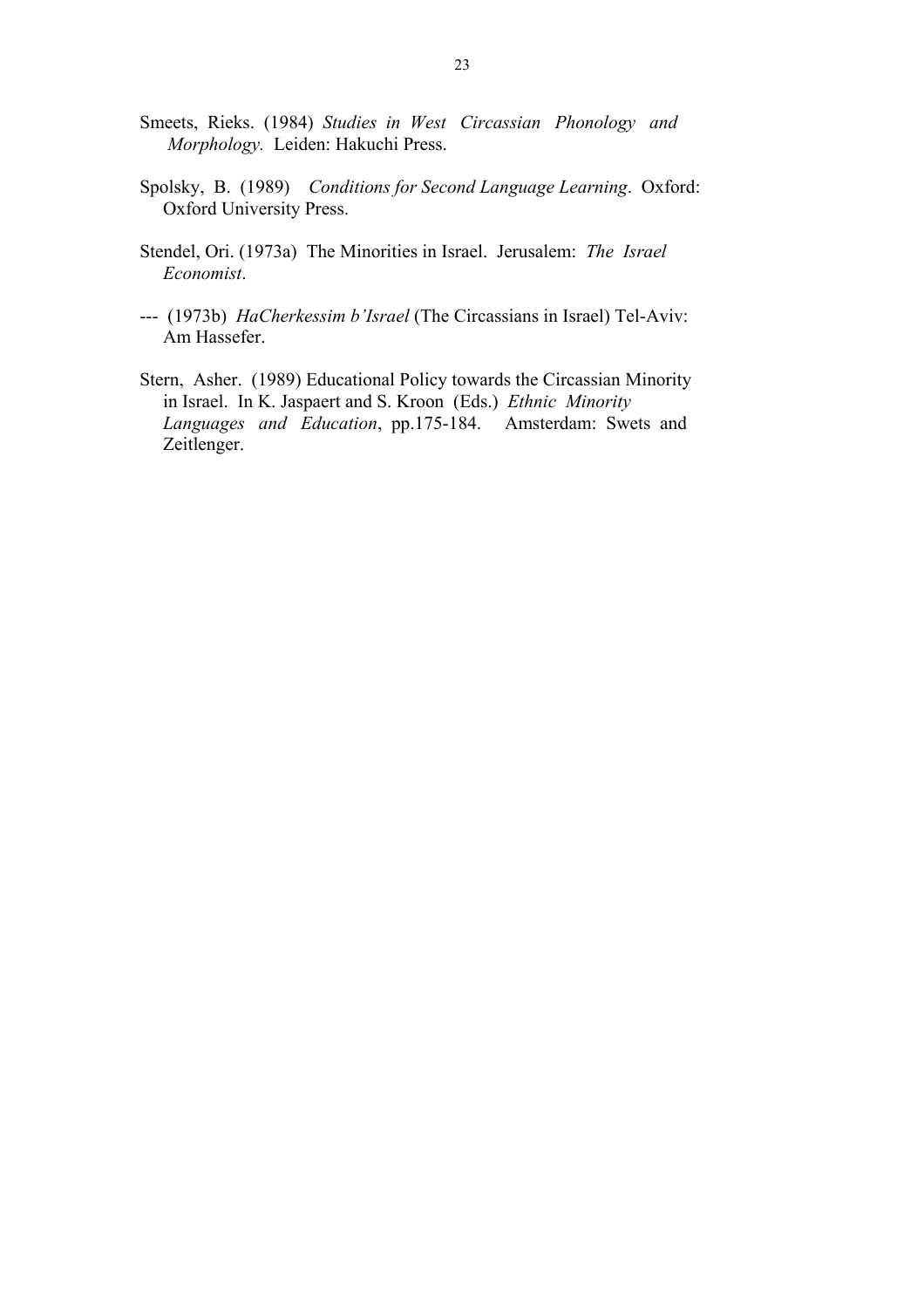Smeets, Rieks. (1984) *Studies in West Circassian Phonology and Morphology.* Leiden: Hakuchi Press.

Spolsky, B. (1989) *Conditions for Second Language Learning*. Oxford: Oxford University Press.

Stendel, Ori. (1973a) The Minorities in Israel. Jerusalem: *The Israel Economist*.

--- (1973b) *HaCherkessim b'Israel* (The Circassians in Israel) Tel-Aviv: Am Hassefer.

Stern, Asher. (1989) Educational Policy towards the Circassian Minority in Israel. In K. Jaspaert and S. Kroon (Eds.) *Ethnic Minority Languages and Education*, pp.175-184. Amsterdam: Swets and Zeitlenger.